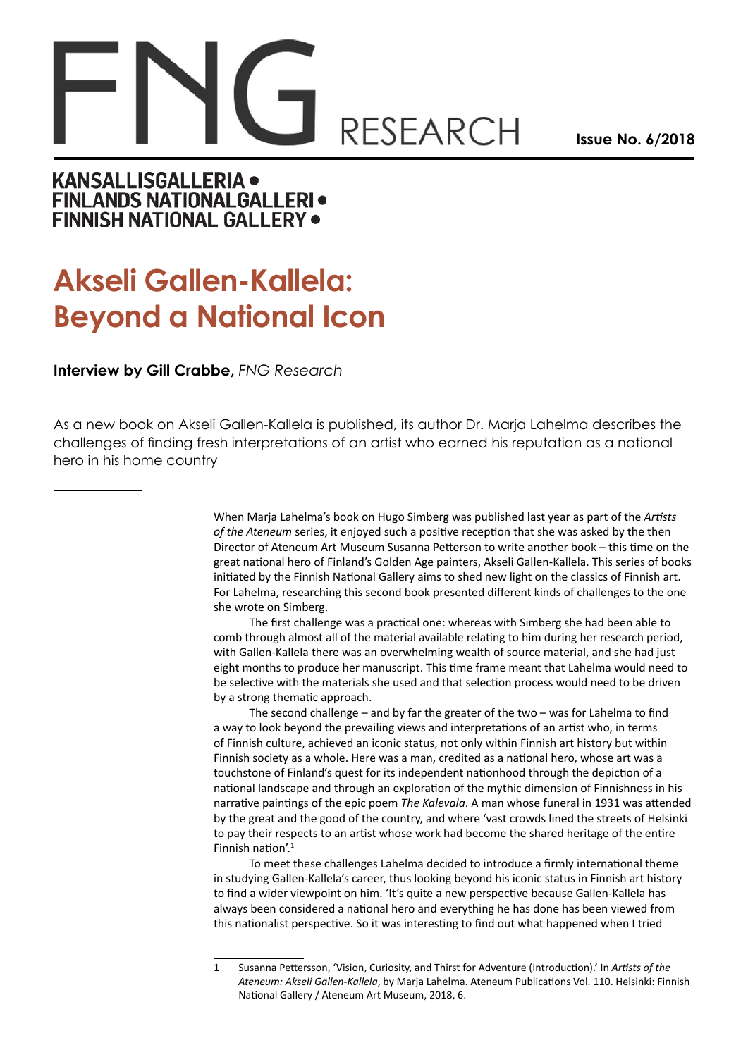# FNG RESEARCH

**Issue No. 6/2018**

**KANSALLISGALLERIA • FINLANDS NATIONALGALLERI • FINNISH NATIONAL GALLERY •**

# Akseli Gallen-Kallela: Beyond a National Icon

**Interview by Gill Crabbe,** *FNG Research*

As a new book on Akseli Gallen-Kallela is published, its author Dr. Marja Lahelma describes the challenges of finding fresh interpretations of an artist who earned his reputation as a national hero in his home country

When Marja Lahelma's book on Hugo Simberg was published last year as part of the *Artists of the Ateneum* series, it enjoyed such a positive reception that she was asked by the then Director of Ateneum Art Museum Susanna Petterson to write another book – this time on the great national hero of Finland's Golden Age painters, Akseli Gallen-Kallela. This series of books initiated by the Finnish National Gallery aims to shed new light on the classics of Finnish art. For Lahelma, researching this second book presented different kinds of challenges to the one she wrote on Simberg.

The first challenge was a practical one: whereas with Simberg she had been able to comb through almost all of the material available relating to him during her research period, with Gallen-Kallela there was an overwhelming wealth of source material, and she had just eight months to produce her manuscript. This time frame meant that Lahelma would need to be selective with the materials she used and that selection process would need to be driven by a strong thematic approach.

The second challenge – and by far the greater of the two – was for Lahelma to find a way to look beyond the prevailing views and interpretations of an artist who, in terms of Finnish culture, achieved an iconic status, not only within Finnish art history but within Finnish society as a whole. Here was a man, credited as a national hero, whose art was a touchstone of Finland's quest for its independent nationhood through the depiction of a national landscape and through an exploration of the mythic dimension of Finnishness in his narrative paintings of the epic poem *The Kalevala*. A man whose funeral in 1931 was attended by the great and the good of the country, and where 'vast crowds lined the streets of Helsinki to pay their respects to an artist whose work had become the shared heritage of the entire Finnish nation'.[1]

To meet these challenges Lahelma decided to introduce a firmly international theme in studying Gallen-Kallela's career, thus looking beyond his iconic status in Finnish art history to find a wider viewpoint on him. 'It's quite a new perspective because Gallen-Kallela has always been considered a national hero and everything he has done has been viewed from this nationalist perspective. So it was interesting to find out what happened when I tried

---

1 Susanna Pettersson, 'Vision, Curiosity, and Thirst for Adventure (Introduction).' In *Artists of the Ateneum: Akseli Gallen-Kallela*, by Marja Lahelma. Ateneum Publications Vol. 110. Helsinki: Finnish National Gallery / Ateneum Art Museum, 2018, 6.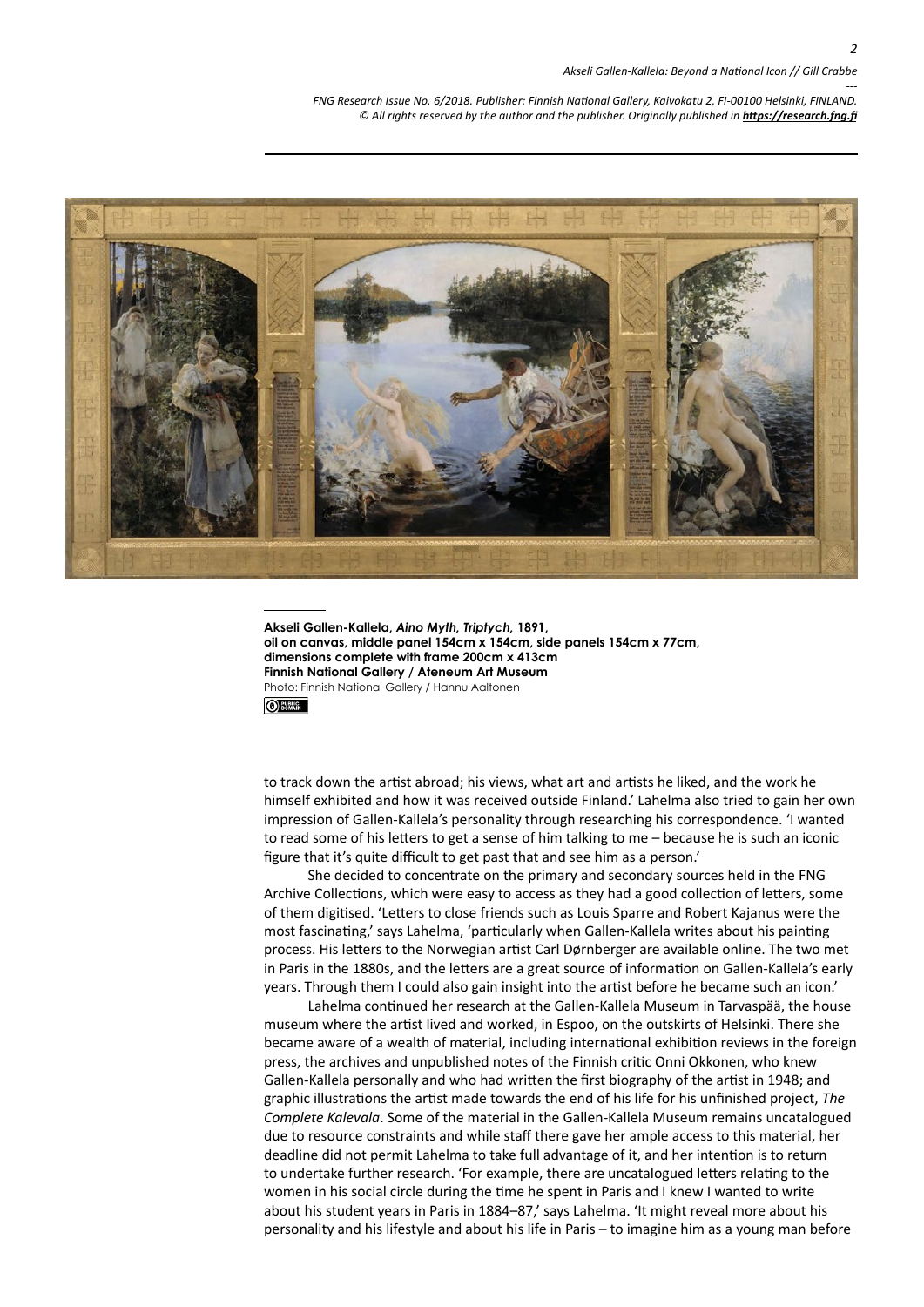**Akseli Gallen-Kallela, *Aino Myth, Triptych,* 1891,**
**oil on canvas, middle panel 154cm x 154cm, side panels 154cm x 77cm,**
**dimensions complete with frame 200cm x 413cm**
**Finnish National Gallery / Ateneum Art Museum**
Photo: Finnish National Gallery / Hannu Aaltonen

to track down the artist abroad; his views, what art and artists he liked, and the work he himself exhibited and how it was received outside Finland.' Lahelma also tried to gain her own impression of Gallen-Kallela's personality through researching his correspondence. 'I wanted to read some of his letters to get a sense of him talking to me – because he is such an iconic figure that it's quite difficult to get past that and see him as a person.'

She decided to concentrate on the primary and secondary sources held in the FNG Archive Collections, which were easy to access as they had a good collection of letters, some of them digitised. 'Letters to close friends such as Louis Sparre and Robert Kajanus were the most fascinating,' says Lahelma, 'particularly when Gallen-Kallela writes about his painting process. His letters to the Norwegian artist Carl Dørnberger are available online. The two met in Paris in the 1880s, and the letters are a great source of information on Gallen-Kallela's early years. Through them I could also gain insight into the artist before he became such an icon.'

Lahelma continued her research at the Gallen-Kallela Museum in Tarvaspää, the house museum where the artist lived and worked, in Espoo, on the outskirts of Helsinki. There she became aware of a wealth of material, including international exhibition reviews in the foreign press, the archives and unpublished notes of the Finnish critic Onni Okkonen, who knew Gallen-Kallela personally and who had written the first biography of the artist in 1948; and graphic illustrations the artist made towards the end of his life for his unfinished project, *The Complete Kalevala*. Some of the material in the Gallen-Kallela Museum remains uncatalogued due to resource constraints and while staff there gave her ample access to this material, her deadline did not permit Lahelma to take full advantage of it, and her intention is to return to undertake further research. 'For example, there are uncatalogued letters relating to the women in his social circle during the time he spent in Paris and I knew I wanted to write about his student years in Paris in 1884–87,' says Lahelma. 'It might reveal more about his personality and his lifestyle and about his life in Paris – to imagine him as a young man before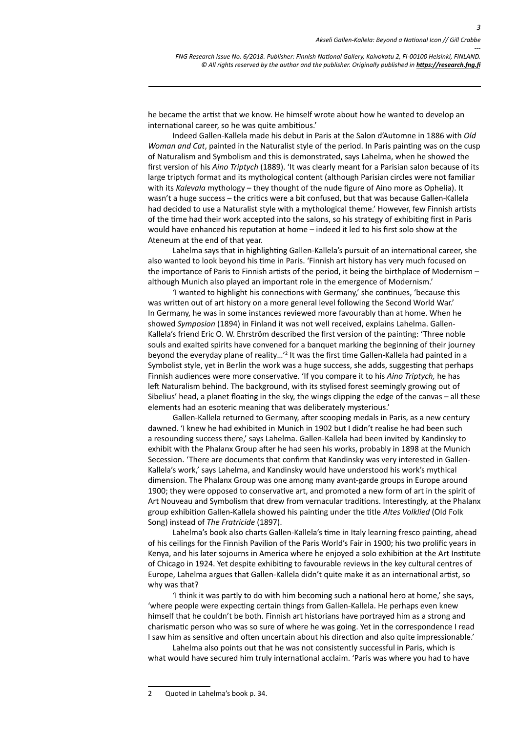he became the artist that we know. He himself wrote about how he wanted to develop an international career, so he was quite ambitious.'

Indeed Gallen-Kallela made his debut in Paris at the Salon d'Automne in 1886 with *Old Woman and Cat*, painted in the Naturalist style of the period. In Paris painting was on the cusp of Naturalism and Symbolism and this is demonstrated, says Lahelma, when he showed the first version of his *Aino Triptych* (1889). 'It was clearly meant for a Parisian salon because of its large triptych format and its mythological content (although Parisian circles were not familiar with its *Kalevala* mythology – they thought of the nude figure of Aino more as Ophelia). It wasn't a huge success – the critics were a bit confused, but that was because Gallen-Kallela had decided to use a Naturalist style with a mythological theme.' However, few Finnish artists of the time had their work accepted into the salons, so his strategy of exhibiting first in Paris would have enhanced his reputation at home – indeed it led to his first solo show at the Ateneum at the end of that year.

Lahelma says that in highlighting Gallen-Kallela's pursuit of an international career, she also wanted to look beyond his time in Paris. 'Finnish art history has very much focused on the importance of Paris to Finnish artists of the period, it being the birthplace of Modernism – although Munich also played an important role in the emergence of Modernism.'

'I wanted to highlight his connections with Germany,' she continues, 'because this was written out of art history on a more general level following the Second World War.' In Germany, he was in some instances reviewed more favourably than at home. When he showed *Symposion* (1894) in Finland it was not well received, explains Lahelma. Gallen-Kallela's friend Eric O. W. Ehrström described the first version of the painting: 'Three noble souls and exalted spirits have convened for a banquet marking the beginning of their journey beyond the everyday plane of reality…'[2] It was the first time Gallen-Kallela had painted in a Symbolist style, yet in Berlin the work was a huge success, she adds, suggesting that perhaps Finnish audiences were more conservative. 'If you compare it to his *Aino Triptych,* he has left Naturalism behind. The background, with its stylised forest seemingly growing out of Sibelius' head, a planet floating in the sky, the wings clipping the edge of the canvas – all these elements had an esoteric meaning that was deliberately mysterious.'

Gallen-Kallela returned to Germany, after scooping medals in Paris, as a new century dawned. 'I knew he had exhibited in Munich in 1902 but I didn't realise he had been such a resounding success there,' says Lahelma. Gallen-Kallela had been invited by Kandinsky to exhibit with the Phalanx Group after he had seen his works, probably in 1898 at the Munich Secession. 'There are documents that confirm that Kandinsky was very interested in Gallen-Kallela's work,' says Lahelma, and Kandinsky would have understood his work's mythical dimension. The Phalanx Group was one among many avant-garde groups in Europe around 1900; they were opposed to conservative art, and promoted a new form of art in the spirit of Art Nouveau and Symbolism that drew from vernacular traditions. Interestingly, at the Phalanx group exhibition Gallen-Kallela showed his painting under the title *Altes Volklied* (Old Folk Song) instead of *The Fratricide* (1897).

Lahelma's book also charts Gallen-Kallela's time in Italy learning fresco painting, ahead of his ceilings for the Finnish Pavilion of the Paris World's Fair in 1900; his two prolific years in Kenya, and his later sojourns in America where he enjoyed a solo exhibition at the Art Institute of Chicago in 1924. Yet despite exhibiting to favourable reviews in the key cultural centres of Europe, Lahelma argues that Gallen-Kallela didn't quite make it as an international artist, so why was that?

'I think it was partly to do with him becoming such a national hero at home,' she says, 'where people were expecting certain things from Gallen-Kallela. He perhaps even knew himself that he couldn't be both. Finnish art historians have portrayed him as a strong and charismatic person who was so sure of where he was going. Yet in the correspondence I read I saw him as sensitive and often uncertain about his direction and also quite impressionable.'

Lahelma also points out that he was not consistently successful in Paris, which is what would have secured him truly international acclaim. 'Paris was where you had to have

---

2 Quoted in Lahelma's book p. 34.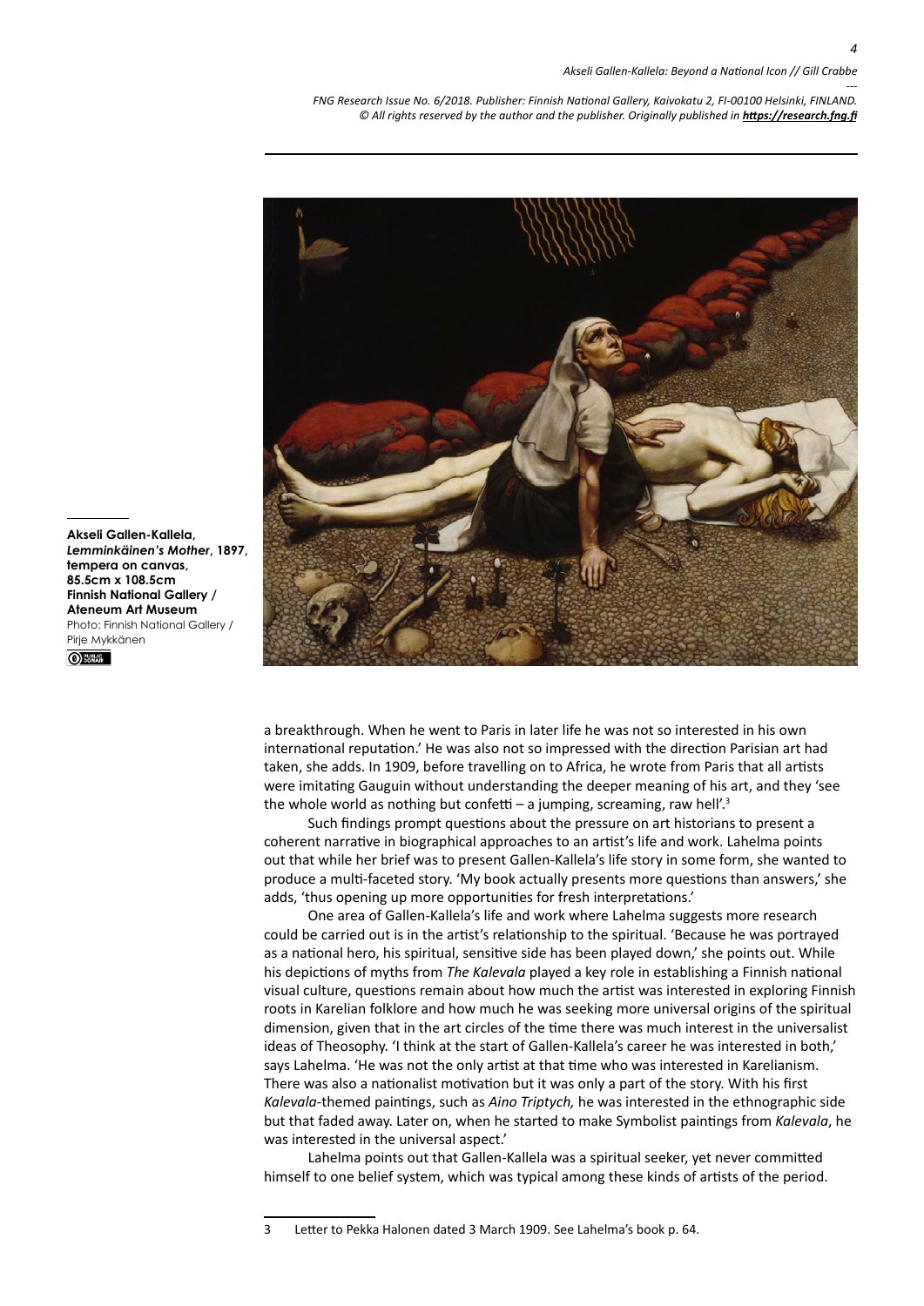**Akseli Gallen-Kallela, *Lemminkäinen's Mother*, 1897, tempera on canvas, 85.5cm x 108.5cm Finnish National Gallery / Ateneum Art Museum**
Photo: Finnish National Gallery / Pirje Mykkänen

a breakthrough. When he went to Paris in later life he was not so interested in his own international reputation.' He was also not so impressed with the direction Parisian art had taken, she adds. In 1909, before travelling on to Africa, he wrote from Paris that all artists were imitating Gauguin without understanding the deeper meaning of his art, and they 'see the whole world as nothing but confetti – a jumping, screaming, raw hell'.[3]

Such findings prompt questions about the pressure on art historians to present a coherent narrative in biographical approaches to an artist's life and work. Lahelma points out that while her brief was to present Gallen-Kallela's life story in some form, she wanted to produce a multi-faceted story. 'My book actually presents more questions than answers,' she adds, 'thus opening up more opportunities for fresh interpretations.'

One area of Gallen-Kallela's life and work where Lahelma suggests more research could be carried out is in the artist's relationship to the spiritual. 'Because he was portrayed as a national hero, his spiritual, sensitive side has been played down,' she points out. While his depictions of myths from *The Kalevala* played a key role in establishing a Finnish national visual culture, questions remain about how much the artist was interested in exploring Finnish roots in Karelian folklore and how much he was seeking more universal origins of the spiritual dimension, given that in the art circles of the time there was much interest in the universalist ideas of Theosophy. 'I think at the start of Gallen-Kallela's career he was interested in both,' says Lahelma. 'He was not the only artist at that time who was interested in Karelianism. There was also a nationalist motivation but it was only a part of the story. With his first *Kalevala*-themed paintings, such as *Aino Triptych,* he was interested in the ethnographic side but that faded away. Later on, when he started to make Symbolist paintings from *Kalevala*, he was interested in the universal aspect.'

Lahelma points out that Gallen-Kallela was a spiritual seeker, yet never committed himself to one belief system, which was typical among these kinds of artists of the period.

---

3 Letter to Pekka Halonen dated 3 March 1909. See Lahelma's book p. 64.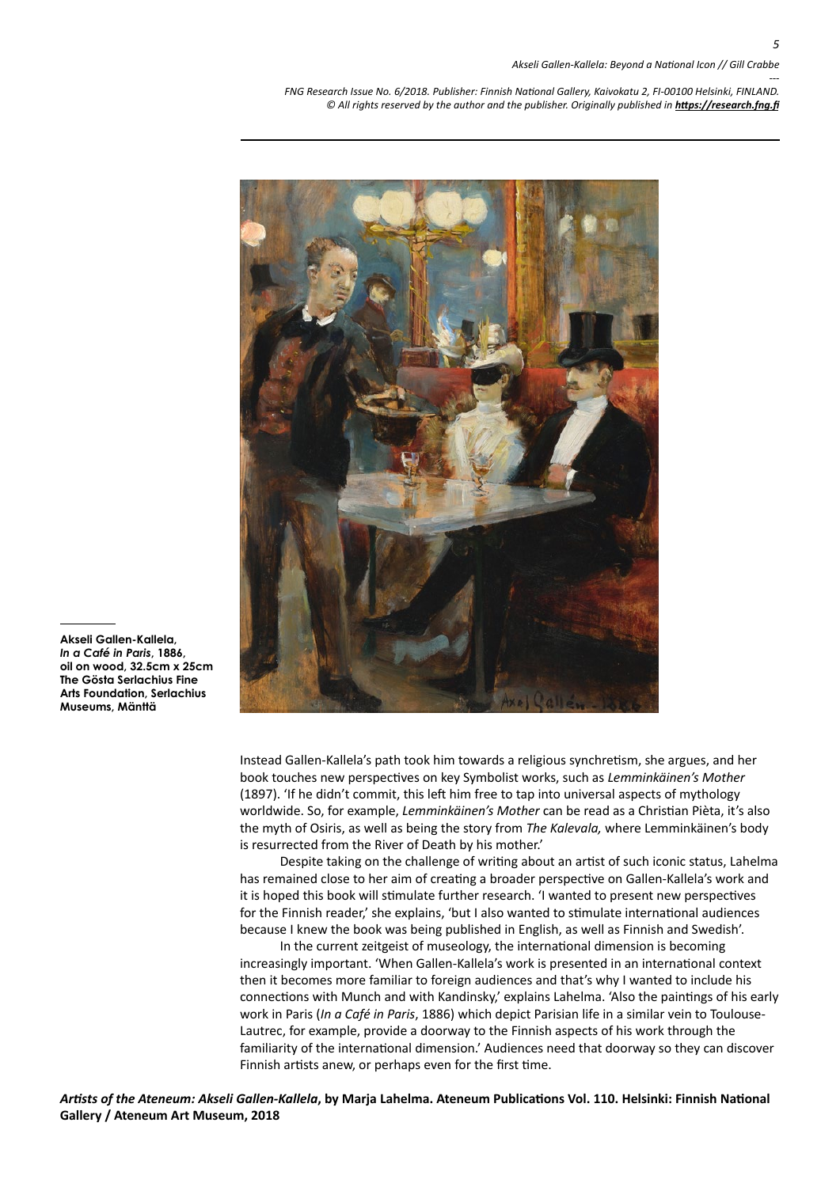**Akseli Gallen-Kallela, *In a Café in Paris*, 1886, oil on wood, 32.5cm x 25cm The Gösta Serlachius Fine Arts Foundation, Serlachius Museums, Mänttä**

Instead Gallen-Kallela's path took him towards a religious synchretism, she argues, and her book touches new perspectives on key Symbolist works, such as *Lemminkäinen's Mother* (1897). 'If he didn't commit, this left him free to tap into universal aspects of mythology worldwide. So, for example, *Lemminkäinen's Mother* can be read as a Christian Pièta, it's also the myth of Osiris, as well as being the story from *The Kalevala,* where Lemminkäinen's body is resurrected from the River of Death by his mother.'

Despite taking on the challenge of writing about an artist of such iconic status, Lahelma has remained close to her aim of creating a broader perspective on Gallen-Kallela's work and it is hoped this book will stimulate further research. 'I wanted to present new perspectives for the Finnish reader,' she explains, 'but I also wanted to stimulate international audiences because I knew the book was being published in English, as well as Finnish and Swedish'.

In the current zeitgeist of museology, the international dimension is becoming increasingly important. 'When Gallen-Kallela's work is presented in an international context then it becomes more familiar to foreign audiences and that's why I wanted to include his connections with Munch and with Kandinsky,' explains Lahelma. 'Also the paintings of his early work in Paris (*In a Café in Paris*, 1886) which depict Parisian life in a similar vein to Toulouse-Lautrec, for example, provide a doorway to the Finnish aspects of his work through the familiarity of the international dimension.' Audiences need that doorway so they can discover Finnish artists anew, or perhaps even for the first time.

***Artists of the Ateneum: Akseli Gallen-Kallela*, by Marja Lahelma. Ateneum Publications Vol. 110. Helsinki: Finnish National Gallery / Ateneum Art Museum, 2018**